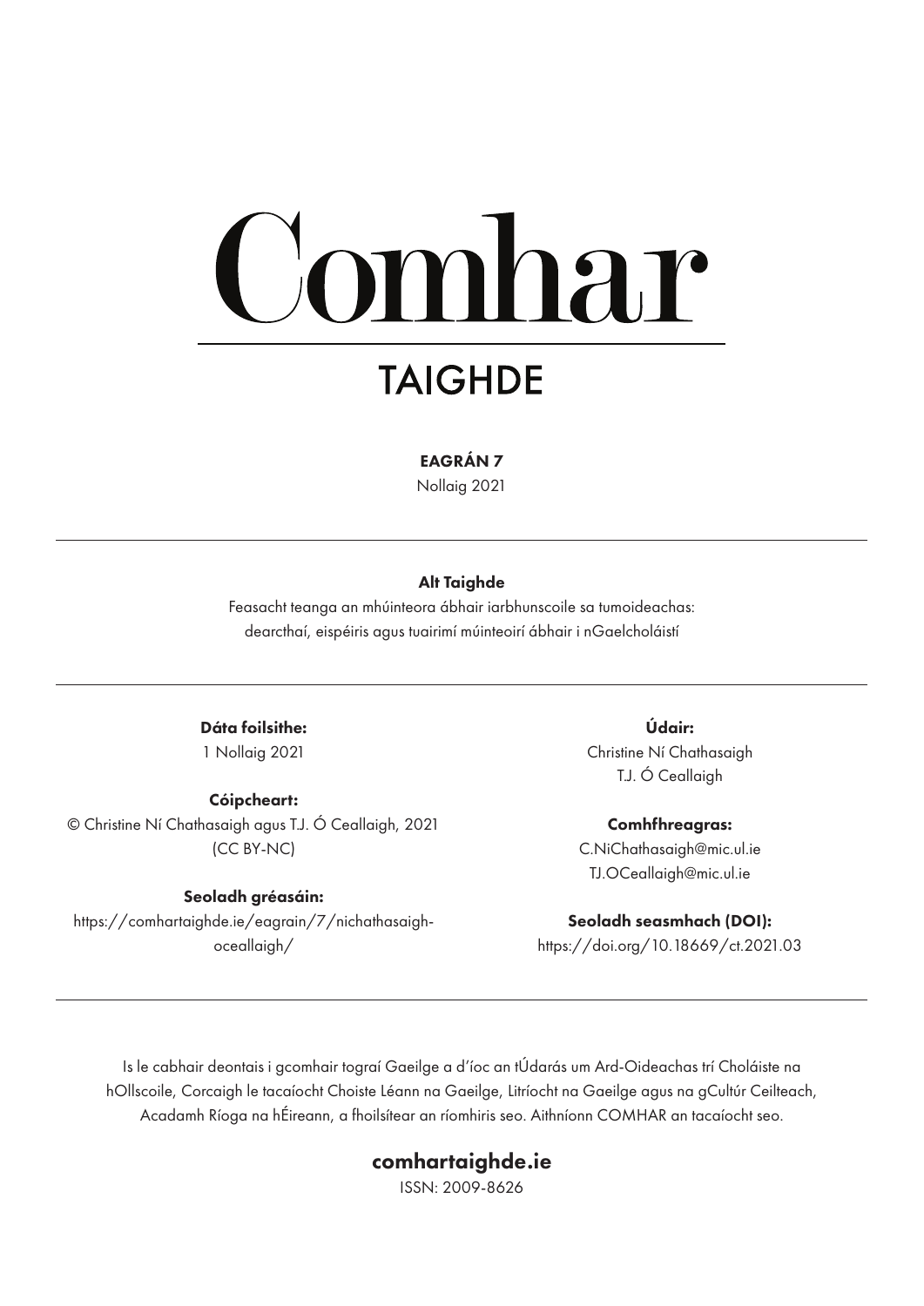# Comhar

## TAIGHDE

**EAGRÁN 7**

Nollaig 2021

---

**Alt Taighde**

Feasacht teanga an mhúinteora ábhair iarbhunscoile sa tumoideachas: dearcthaí, eispéiris agus tuairimí múinteoirí ábhair i nGaelcholáistí

---

**Dáta foilsithe:**
1 Nollaig 2021

**Cóipcheart:**
© Christine Ní Chathasaigh agus T.J. Ó Ceallaigh, 2021 (CC BY-NC)

**Seoladh gréasáin:**
https://comhartaighde.ie/eagrain/7/nichathasaigh-oceallaigh/

**Údair:**
Christine Ní Chathasaigh
T.J. Ó Ceallaigh

**Comhfhreagras:**
C.NiChathasaigh@mic.ul.ie
TJ.OCeallaigh@mic.ul.ie

**Seoladh seasmhach (DOI):**
https://doi.org/10.18669/ct.2021.03

---

Is le cabhair deontais i gcomhair tograí Gaeilge a d'íoc an tÚdarás um Ard-Oideachas trí Choláiste na hOllscoile, Corcaigh le tacaíocht Choiste Léann na Gaeilge, Litríocht na Gaeilge agus na gCultúr Ceilteach, Acadamh Ríoga na hÉireann, a fhoilsítear an ríomhiris seo. Aithníonn COMHAR an tacaíocht seo.

**comhartaighde.ie**

ISSN: 2009-8626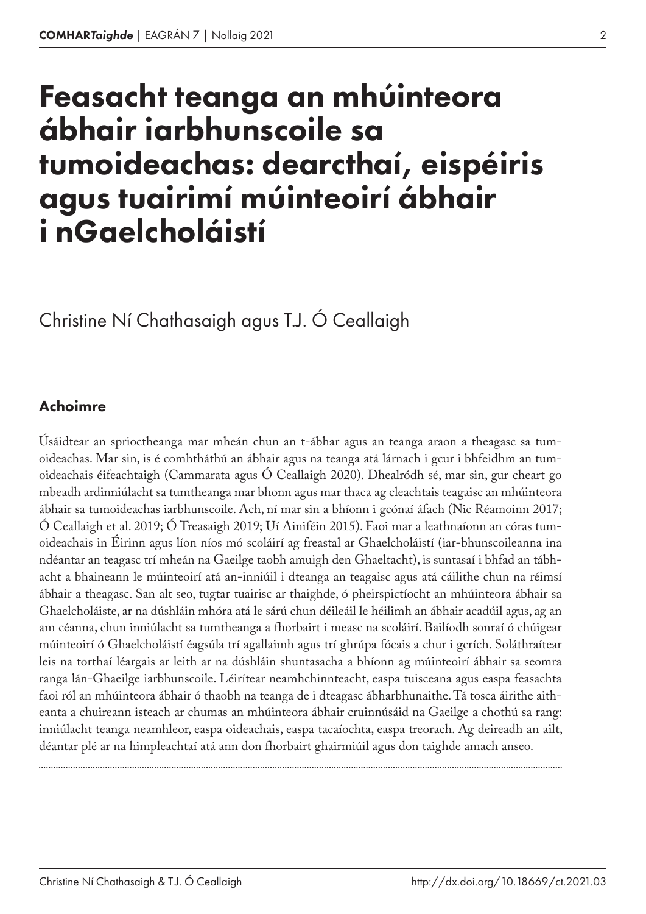# Feasacht teanga an mhúinteora ábhair iarbhunscoile sa tumoideachas: dearcthaí, eispéiris agus tuairimí múinteoirí ábhair i nGaelcholáistí

Christine Ní Chathasaigh agus T.J. Ó Ceallaigh

## Achoimre

Úsáidtear an sprioctheanga mar mheán chun an t-ábhar agus an teanga araon a theagasc sa tumoideachas. Mar sin, is é comhtháthú an ábhair agus na teanga atá lárnach i gcur i bhfeidhm an tumoideachais éifeachtaigh (Cammarata agus Ó Ceallaigh 2020). Dhealródh sé, mar sin, gur cheart go mbeadh ardinniúlacht sa tumtheanga mar bhonn agus mar thaca ag cleachtais teagaisc an mhúinteora ábhair sa tumoideachas iarbhunscoile. Ach, ní mar sin a bhíonn i gcónaí áfach (Nic Réamoinn 2017; Ó Ceallaigh et al. 2019; Ó Treasaigh 2019; Uí Ainiféin 2015). Faoi mar a leathnaíonn an córas tumoideachais in Éirinn agus líon níos mó scoláirí ag freastal ar Ghaelcholáistí (iar-bhunscoileanna ina ndéantar an teagasc trí mheán na Gaeilge taobh amuigh den Ghaeltacht), is suntasaí i bhfad an tábhacht a bhaineann le múinteoirí atá an-inniúil i dteanga an teagaisc agus atá cáilithe chun na réimsí ábhair a theagasc. San alt seo, tugtar tuairisc ar thaighde, ó pheirspictíocht an mhúinteora ábhair sa Ghaelcholáiste, ar na dúshláin mhóra atá le sárú chun déileáil le héilimh an ábhair acadúil agus, ag an am céanna, chun inniúlacht sa tumtheanga a fhorbairt i measc na scoláirí. Bailíodh sonraí ó chúigear múinteoirí ó Ghaelcholáistí éagsúla trí agallaimh agus trí ghrúpa fócais a chur i gcrích. Soláthraítear leis na torthaí léargais ar leith ar na dúshláin shuntasacha a bhíonn ag múinteoirí ábhair sa seomra ranga lán-Ghaeilge iarbhunscoile. Léirítear neamhchinnteacht, easpa tuisceana agus easpa feasachta faoi ról an mhúinteora ábhair ó thaobh na teanga de i dteagasc ábharbhunaithe. Tá tosca áirithe aitheanta a chuireann isteach ar chumas an mhúinteora ábhair cruinnúsáid na Gaeilge a chothú sa rang: inniúlacht teanga neamhleor, easpa oideachais, easpa tacaíochta, easpa treorach. Ag deireadh an ailt, déantar plé ar na himpleachtaí atá ann don fhorbairt ghairmiúil agus don taighde amach anseo.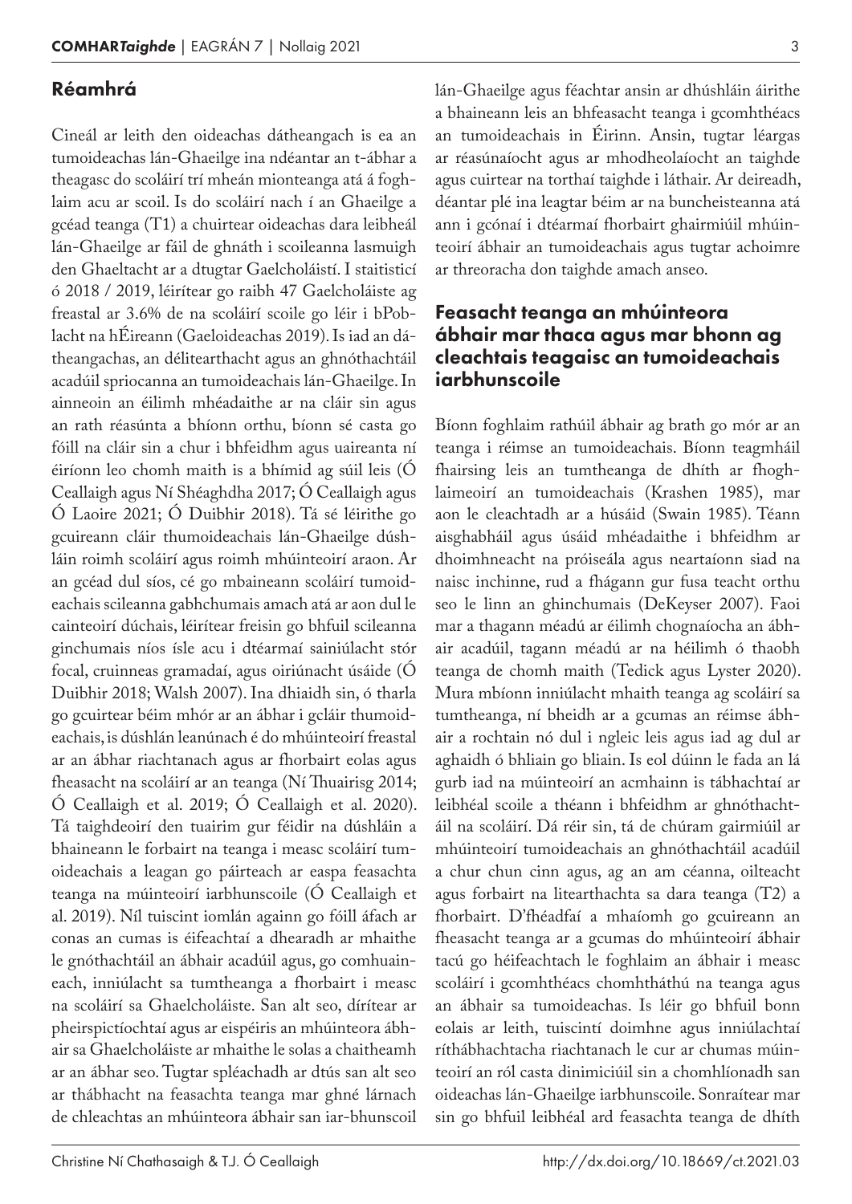## Réamhrá

Cineál ar leith den oideachas dátheangach is ea an tumoideachas lán-Ghaeilge ina ndéantar an t-ábhar a theagasc do scoláirí trí mheán mionteanga atá á foghlaim acu ar scoil. Is do scoláirí nach í an Ghaeilge a gcéad teanga (T1) a chuirtear oideachas dara leibheál lán-Ghaeilge ar fáil de ghnáth i scoileanna lasmuigh den Ghaeltacht ar a dtugtar Gaelcholáistí. I staitisticí ó 2018 / 2019, léirítear go raibh 47 Gaelcholáiste ag freastal ar 3.6% de na scoláirí scoile go léir i bPoblacht na hÉireann (Gaeloideachas 2019). Is iad an dátheangachas, an délitearthacht agus an ghnóthachtáil acadúil spriocanna an tumoideachais lán-Ghaeilge. In ainneoin an éilimh mhéadaithe ar na cláir sin agus an rath réasúnta a bhíonn orthu, bíonn sé casta go fóill na cláir sin a chur i bhfeidhm agus uaireanta ní éiríonn leo chomh maith is a bhímid ag súil leis (Ó Ceallaigh agus Ní Shéaghdha 2017; Ó Ceallaigh agus Ó Laoire 2021; Ó Duibhir 2018). Tá sé léirithe go gcuireann cláir thumoideachais lán-Ghaeilge dúshláin roimh scoláirí agus roimh mhúinteoirí araon. Ar an gcéad dul síos, cé go mbaineann scoláirí tumoideachais scileanna gabhchumais amach atá ar aon dul le cainteoirí dúchais, léirítear freisin go bhfuil scileanna ginchumais níos ísle acu i dtéarmaí sainiúlacht stór focal, cruinneas gramadaí, agus oiriúnacht úsáide (Ó Duibhir 2018; Walsh 2007). Ina dhiaidh sin, ó tharla go gcuirtear béim mhór ar an ábhar i gcláir thumoideachais, is dúshlán leanúnach é do mhúinteoirí freastal ar an ábhar riachtanach agus ar fhorbairt eolas agus fheasacht na scoláirí ar an teanga (Ní Thuairisg 2014; Ó Ceallaigh et al. 2019; Ó Ceallaigh et al. 2020). Tá taighdeoirí den tuairim gur féidir na dúshláin a bhaineann le forbairt na teanga i measc scoláirí tumoideachais a leagan go páirteach ar easpa feasachta teanga na múinteoirí iarbhunscoile (Ó Ceallaigh et al. 2019). Níl tuiscint iomlán againn go fóill áfach ar conas an cumas is éifeachtaí a dhearadh ar mhaithe le gnóthachtáil an ábhair acadúil agus, go comhuaineach, inniúlacht sa tumtheanga a fhorbairt i measc na scoláirí sa Ghaelcholáiste. San alt seo, dírítear ar pheirspictíochtaí agus ar eispéiris an mhúinteora ábhair sa Ghaelcholáiste ar mhaithe le solas a chaitheamh ar an ábhar seo. Tugtar spléachadh ar dtús san alt seo ar thábhacht na feasachta teanga mar ghné lárnach de chleachtas an mhúinteora ábhair san iar-bhunscoil lán-Ghaeilge agus féachtar ansin ar dhúshláin áirithe a bhaineann leis an bhfeasacht teanga i gcomhthéacs an tumoideachais in Éirinn. Ansin, tugtar léargas ar réasúnaíocht agus ar mhodheolaíocht an taighde agus cuirtear na torthaí taighde i láthair. Ar deireadh, déantar plé ina leagtar béim ar na buncheisteanna atá ann i gcónaí i dtéarmaí fhorbairt ghairmiúil mhúinteoirí ábhair an tumoideachais agus tugtar achoimre ar threoracha don taighde amach anseo.

## Feasacht teanga an mhúinteora ábhair mar thaca agus mar bhonn ag cleachtais teagaisc an tumoideachais iarbhunscoile

Bíonn foghlaim rathúil ábhair ag brath go mór ar an teanga i réimse an tumoideachais. Bíonn teagmháil fhairsing leis an tumtheanga de dhíth ar fhoghlaimeoirí an tumoideachais (Krashen 1985), mar aon le cleachtadh ar a húsáid (Swain 1985). Téann aisghabháil agus úsáid mhéadaithe i bhfeidhm ar dhoimhneacht na próiseála agus neartaíonn siad na naisc inchinne, rud a fhágann gur fusa teacht orthu seo le linn an ghinchumais (DeKeyser 2007). Faoi mar a thagann méadú ar éilimh chognaíocha an ábhair acadúil, tagann méadú ar na héilimh ó thaobh teanga de chomh maith (Tedick agus Lyster 2020). Mura mbíonn inniúlacht mhaith teanga ag scoláirí sa tumtheanga, ní bheidh ar a gcumas an réimse ábhair a rochtain nó dul i ngleic leis agus iad ag dul ar aghaidh ó bhliain go bliain. Is eol dúinn le fada an lá gurb iad na múinteoirí an acmhainn is tábhachtaí ar leibhéal scoile a théann i bhfeidhm ar ghnóthachtáil na scoláirí. Dá réir sin, tá de chúram gairmiúil ar mhúinteoirí tumoideachais an ghnóthachtáil acadúil a chur chun cinn agus, ag an am céanna, oilteacht agus forbairt na litearthachta sa dara teanga (T2) a fhorbairt. D'fhéadfaí a mhaíomh go gcuireann an fheasacht teanga ar a gcumas do mhúinteoirí ábhair tacú go héifeachtach le foghlaim an ábhair i measc scoláirí i gcomhthéacs chomhtháthú na teanga agus an ábhair sa tumoideachas. Is léir go bhfuil bonn eolais ar leith, tuiscintí doimhne agus inniúlachtaí ríthábhachtacha riachtanach le cur ar chumas múinteoirí an ról casta dinimiciúil sin a chomhlíonadh san oideachas lán-Ghaeilge iarbhunscoile. Sonraítear mar sin go bhfuil leibhéal ard feasachta teanga de dhíth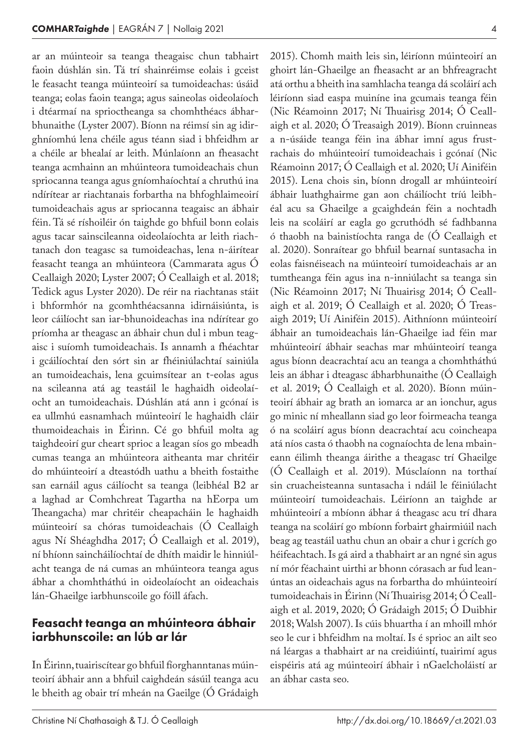ar an múinteoir sa teanga theagaisc chun tabhairt faoin dúshlán sin. Tá trí shainréimse eolais i gceist le feasacht teanga múinteoirí sa tumoideachas: úsáid teanga; eolas faoin teanga; agus saineolas oideolaíoch i dtéarmaí na sprioctheanga sa chomhthéacs ábharbhunaithe (Lyster 2007). Bíonn na réimsí sin ag idirghníomhú lena chéile agus téann siad i bhfeidhm ar a chéile ar bhealaí ar leith. Múnlaíonn an fheasacht teanga acmhainn an mhúinteora tumoideachais chun spriocanna teanga agus gníomhaíochtaí a chruthú ina ndírítear ar riachtanais forbartha na bhfoghlaimeoirí tumoideachais agus ar spriocanna teagaisc an ábhair féin. Tá sé ríshoiléir ón taighde go bhfuil bonn eolais agus tacar sainscileanna oideolaíochta ar leith riachtanach don teagasc sa tumoideachas, lena n-áirítear feasacht teanga an mhúinteora (Cammarata agus Ó Ceallaigh 2020; Lyster 2007; Ó Ceallaigh et al. 2018; Tedick agus Lyster 2020). De réir na riachtanas stáit i bhformhór na gcomhthéacsanna idirnáisiúnta, is leor cáilíocht san iar-bhunoideachas ina ndírítear go príomha ar theagasc an ábhair chun dul i mbun teagaisc i suíomh tumoideachais. Is annamh a fhéachtar i gcáilíochtaí den sórt sin ar fhéiniúlachtaí sainiúla an tumoideachais, lena gcuimsítear an t-eolas agus na scileanna atá ag teastáil le haghaidh oideolaíocht an tumoideachais. Dúshlán atá ann i gcónaí is ea ullmhú easnamhach múinteoirí le haghaidh cláir thumoideachais in Éirinn. Cé go bhfuil molta ag taighdeoirí gur cheart sprioc a leagan síos go mbeadh cumas teanga an mhúinteora aitheanta mar chritéir do mhúinteoirí a dteastódh uathu a bheith fostaithe san earnáil agus cáilíocht sa teanga (leibhéal B2 ar a laghad ar Comhchreat Tagartha na hEorpa um Theangacha) mar chritéir cheapacháin le haghaidh múinteoirí sa chóras tumoideachais (Ó Ceallaigh agus Ní Shéaghdha 2017; Ó Ceallaigh et al. 2019), ní bhíonn sainchâilíochtaí de dhíth maidir le hinniúlacht teanga de ná cumas an mhúinteora teanga agus ábhar a chomhtháthú in oideolaíocht an oideachais lán-Ghaeilge iarbhunscoile go fóill áfach.

## Feasacht teanga an mhúinteora ábhair iarbhunscoile: an lúb ar lár

In Éirinn, tuairiscítear go bhfuil fíorghanntanas múinteoirí ábhair ann a bhfuil caighdeán sásúil teanga acu le bheith ag obair trí mheán na Gaeilge (Ó Grádaigh 2015). Chomh maith leis sin, léiríonn múinteoirí an ghoirt lán-Ghaeilge an fheasacht ar an bhfreagracht atá orthu a bheith ina samhlacha teanga dá scoláirí ach léiríonn siad easpa muiníne ina gcumais teanga féin (Nic Réamoinn 2017; Ní Thuairisg 2014; Ó Ceallaigh et al. 2020; Ó Treasaigh 2019). Bíonn cruinneas a n-úsáide teanga féin ina ábhar imní agus frustrachais do mhúinteoirí tumoideachais i gcónaí (Nic Réamoinn 2017; Ó Ceallaigh et al. 2020; Uí Ainiféin 2015). Lena chois sin, bíonn drogall ar mhúinteoirí ábhair luathghairme gan aon cháilíocht tríú leibhéal acu sa Ghaeilge a gcaighdeán féin a nochtadh leis na scoláirí ar eagla go gcruthódh sé fadhbanna ó thaobh na bainistíochta ranga de (Ó Ceallaigh et al. 2020). Sonraítear go bhfuil bearnaí suntasacha in eolas faisnéiseach na múinteoirí tumoideachais ar an tumtheanga féin agus ina n-inniúlacht sa teanga sin (Nic Réamoinn 2017; Ní Thuairisg 2014; Ó Ceallaigh et al. 2019; Ó Ceallaigh et al. 2020; Ó Treasaigh 2019; Uí Ainiféin 2015). Aithníonn múinteoirí ábhair an tumoideachais lán-Ghaeilge iad féin mar mhúinteoirí ábhair seachas mar mhúinteoirí teanga agus bíonn deacrachtaí acu an teanga a chomhtháthú leis an ábhar i dteagasc ábharbhunaithe (Ó Ceallaigh et al. 2019; Ó Ceallaigh et al. 2020). Bíonn múinteoirí ábhair ag brath an iomarca ar an ionchur, agus go minic ní mheallann siad go leor foirmeacha teanga ó na scoláirí agus bíonn deacrachtaí acu coincheapa atá níos casta ó thaobh na cognaíochta de lena mbaineann éilimh theanga áirithe a theagasc trí Ghaeilge (Ó Ceallaigh et al. 2019). Músclaíonn na torthaí sin cruacheisteanna suntasacha i ndáil le féiniúlacht múinteoirí tumoideachais. Léiríonn an taighde ar mhúinteoirí a mbíonn ábhar á theagasc acu trí dhara teanga na scoláirí go mbíonn forbairt ghairmiúil nach beag ag teastáil uathu chun an obair a chur i gcrích go héifeachtach. Is gá aird a thabhairt ar an ngné sin agus ní mór féachaint uirthi ar bhonn córasach ar fud leanúntas an oideachais agus na forbartha do mhúinteoirí tumoideachais in Éirinn (Ní Thuairisg 2014; Ó Ceallaigh et al. 2019, 2020; Ó Grádaigh 2015; Ó Duibhir 2018; Walsh 2007). Is cúis bhuartha í an mhoill mhór seo le cur i bhfeidhm na moltaí. Is é sprioc an ailt seo ná léargas a thabhairt ar na creidiúintí, tuairimí agus eispéiris atá ag múinteoirí ábhair i nGaelcholáistí ar an ábhar casta seo.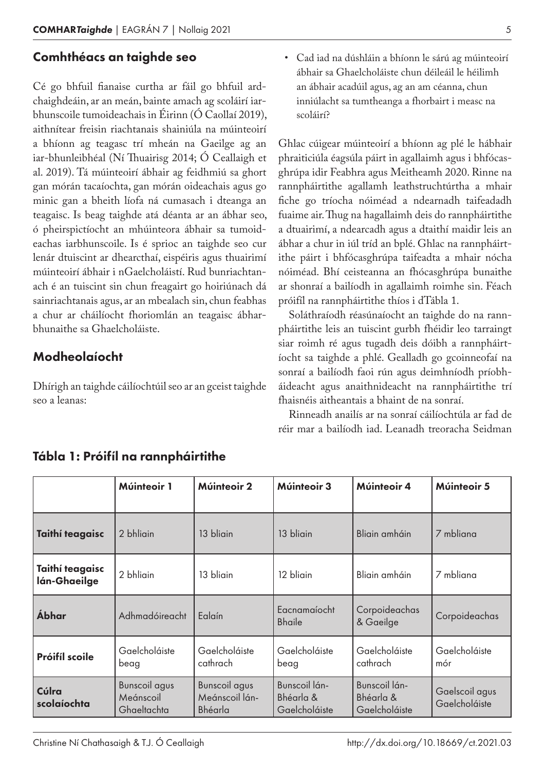## Comhthéacs an taighde seo

Cé go bhfuil fianaise curtha ar fáil go bhfuil ardchaighdeáin, ar an meán, bainte amach ag scoláirí iarbhunscoile tumoideachais in Éirinn (Ó Caollaí 2019), aithnítear freisin riachtanais shainiúla na múinteoirí a bhíonn ag teagasc trí mheán na Gaeilge ag an iar-bhunleibhéal (Ní Thuairisg 2014; Ó Ceallaigh et al. 2019). Tá múinteoirí ábhair ag feidhmiú sa ghort gan mórán tacaíochta, gan mórán oideachais agus go minic gan a bheith líofa ná cumasach i dteanga an teagaisc. Is beag taighde atá déanta ar an ábhar seo, ó pheirspictíocht an mhúinteora ábhair sa tumoideachas iarbhunscoile. Is é sprioc an taighde seo cur lenár dtuiscint ar dhearcthaí, eispéiris agus thuairimí múinteoirí ábhair i nGaelcholáistí. Rud bunriachtanach é an tuiscint sin chun freagairt go hoiriúnach dá sainriachtanais agus, ar an mbealach sin, chun feabhas a chur ar cháilíocht fhoriomlán an teagaisc ábharbhunaithe sa Ghaelcholáiste.

## Modheolaíocht

Dhírigh an taighde cáilíochtúil seo ar an gceist taighde seo a leanas:

- Cad iad na dúshláin a bhíonn le sárú ag múinteoirí ábhair sa Ghaelcholáiste chun déileáil le héilimh an ábhair acadúil agus, ag an am céanna, chun inniúlacht sa tumtheanga a fhorbairt i measc na scoláirí?

Ghlac cúigear múinteoirí a bhíonn ag plé le hábhair phraiticiúla éagsúla páirt in agallaimh agus i bhfócasghrúpa idir Feabhra agus Meitheamh 2020. Rinne na rannpháirtithe agallamh leathstruchtúrtha a mhair fiche go tríocha nóiméad a ndearnadh taifeadadh fuaime air. Thug na hagallaimh deis do rannpháirtithe a dtuairimí, a ndearcadh agus a dtaithí maidir leis an ábhar a chur in iúl tríd an bplé. Ghlac na rannpháirtithe páirt i bhfócasghrúpa taifeadta a mhair nócha nóiméad. Bhí ceisteanna an fhócasghrúpa bunaithe ar shonraí a bailíodh in agallaimh roimhe sin. Féach próifíl na rannpháirtithe thíos i dTábla 1.

Soláthraíodh réasúnaíocht an taighde do na rannpháirtithe leis an tuiscint gurbh fhéidir leo tarraingt siar roimh ré agus tugadh deis dóibh a rannpháirtíocht sa taighde a phlé. Gealladh go gcoinneofaí na sonraí a bailíodh faoi rún agus deimhníodh príobháideacht agus anaithnideacht na rannpháirtithe trí fhaisnéis aitheantais a bhaint de na sonraí.

Rinneadh anailís ar na sonraí cáilíochtúla ar fad de réir mar a bailíodh iad. Leanadh treoracha Seidman

### Tábla 1: Próifíl na rannpháirtithe

| | Múinteoir 1 | Múinteoir 2 | Múinteoir 3 | Múinteoir 4 | Múinteoir 5 |
|---|---|---|---|---|---|
| **Taithí teagaisc** | 2 bhliain | 13 bliain | 13 bliain | Bliain amháin | 7 mbliana |
| **Taithí teagaisc lán-Ghaeilge** | 2 bhliain | 13 bliain | 12 bliain | Bliain amháin | 7 mbliana |
| **Ábhar** | Adhmadóireacht | Ealaín | Eacnamaíocht Bhaile | Corpoideachas & Gaeilge | Corpoideachas |
| **Próifíl scoile** | Gaelcholáiste beag | Gaelcholáiste cathrach | Gaelcholáiste beag | Gaelcholáiste cathrach | Gaelcholáiste mór |
| **Cúlra scolaíochta** | Bunscoil agus Meánscoil Ghaeltachta | Bunscoil agus Meánscoil lán-Bhéarla | Bunscoil lán-Bhéarla & Gaelcholáiste | Bunscoil lán-Bhéarla & Gaelcholáiste | Gaelscoil agus Gaelcholáiste |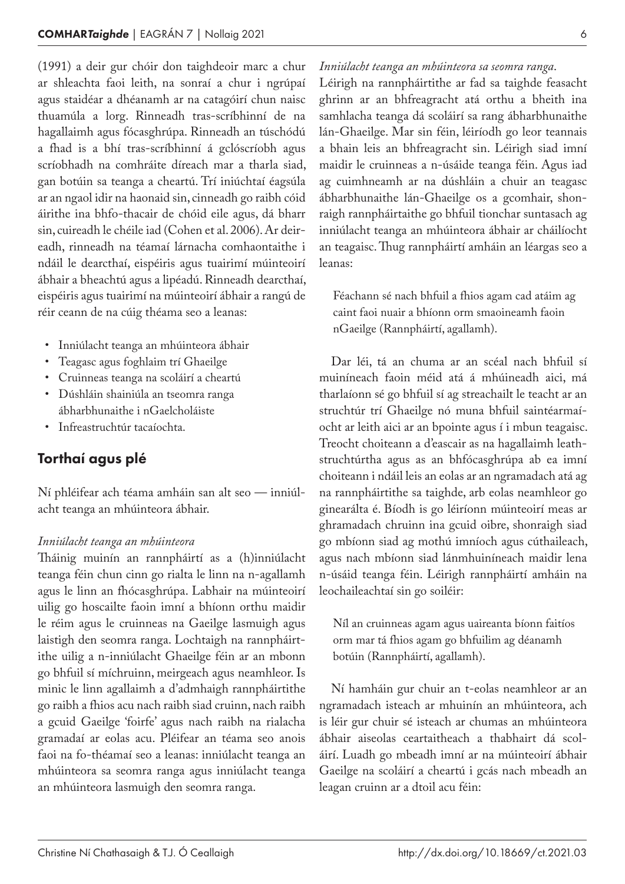(1991) a deir gur chóir don taighdeoir marc a chur ar shleachta faoi leith, na sonraí a chur i ngrúpaí agus staidéar a dhéanamh ar na catagóirí chun naisc thuamúla a lorg. Rinneadh tras-scríbhinní de na hagallaimh agus fócasghrúpa. Rinneadh an túschódú a fhad is a bhí tras-scríbhinní á gclóscríobh agus scríobhadh na comhráite díreach mar a tharla siad, gan botúin sa teanga a cheartú. Trí iniúchtaí éagsúla ar an ngaol idir na haonaid sin, cinneadh go raibh cóid áirithe ina bhfo-thacair de chóid eile agus, dá bharr sin, cuireadh le chéile iad (Cohen et al. 2006). Ar deireadh, rinneadh na téamaí lárnacha comhaontaithe i ndáil le dearcthaí, eispéiris agus tuairimí múinteoirí ábhair a bheachtú agus a lipéadú. Rinneadh dearcthaí, eispéiris agus tuairimí na múinteoirí ábhair a rangú de réir ceann de na cúig théama seo a leanas:

- Inniúlacht teanga an mhúinteora ábhair
- Teagasc agus foghlaim trí Ghaeilge
- Cruinneas teanga na scoláirí a cheartú
- Dúshláin shainiúla an tseomra ranga ábharbhunaithe i nGaelcholáiste
- Infreastruchtúr tacaíochta.

## Torthaí agus plé

Ní phléifear ach téama amháin san alt seo — inniúlacht teanga an mhúinteora ábhair.

*Inniúlacht teanga an mhúinteora*

Tháinig muinín an rannpháirtí as a (h)inniúlacht teanga féin chun cinn go rialta le linn na n-agallamh agus le linn an fhócasghrúpa. Labhair na múinteoirí uilig go hoscailte faoin imní a bhíonn orthu maidir le réim agus le cruinneas na Gaeilge lasmuigh agus laistigh den seomra ranga. Lochtaigh na rannpháirtithe uilig a n-inniúlacht Ghaeilge féin ar an mbonn go bhfuil sí míchruinn, meirgeach agus neamhleor. Is minic le linn agallaimh a d'admhaigh rannpháirtithe go raibh a fhios acu nach raibh siad cruinn, nach raibh a gcuid Gaeilge 'foirfe' agus nach raibh na rialacha gramadaí ar eolas acu. Pléifear an téama seo anois faoi na fo-théamaí seo a leanas: inniúlacht teanga an mhúinteora sa seomra ranga agus inniúlacht teanga an mhúinteora lasmuigh den seomra ranga.

*Inniúlacht teanga an mhúinteora sa seomra ranga.*

Léirigh na rannpháirtithe ar fad sa taighde feasacht ghrinn ar an bhfreagracht atá orthu a bheith ina samhlacha teanga dá scoláirí sa rang ábharbhunaithe lán-Ghaeilge. Mar sin féin, léiríodh go leor teannais a bhain leis an bhfreagracht sin. Léirigh siad imní maidir le cruinneas a n-úsáide teanga féin. Agus iad ag cuimhneamh ar na dúshláin a chuir an teagasc ábharbhunaithe lán-Ghaeilge os a gcomhair, shonraigh rannpháirtaithe go bhfuil tionchar suntasach ag inniúlacht teanga an mhúinteora ábhair ar cháilíocht an teagaisc. Thug rannpháirtí amháin an léargas seo a leanas:

> Féachann sé nach bhfuil a fhios agam cad atáim ag caint faoi nuair a bhíonn orm smaoineamh faoin nGaeilge (Rannpháirtí, agallamh).

Dar léi, tá an chuma ar an scéal nach bhfuil sí muiníneach faoin méid atá á mhúineadh aici, má tharlaíonn sé go bhfuil sí ag streachailt le teacht ar an struchtúr trí Ghaeilge nó muna bhfuil saintéarmaíocht ar leith aici ar an bpointe agus í i mbun teagaisc. Treocht choiteann a d'eascair as na hagallaimh leathstruchtúrtha agus as an bhfócasghrúpa ab ea imní choiteann i ndáil leis an eolas ar an ngramadach atá ag na rannpháirtithe sa taighde, arb eolas neamhleor go ginearálta é. Bíodh is go léiríonn múinteoirí meas ar ghramadach chruinn ina gcuid oibre, shonraigh siad go mbíonn siad ag mothú imníoch agus cúthaileach, agus nach mbíonn siad lánmhuiníneach maidir lena n-úsáid teanga féin. Léirigh rannpháirtí amháin na leochaileachtaí sin go soiléir:

> Níl an cruinneas agam agus uaireanta bíonn faitíos orm mar tá fhios agam go bhfuilim ag déanamh botúin (Rannpháirtí, agallamh).

Ní hamháin gur chuir an t-eolas neamhleor ar an ngramadach isteach ar mhuinín an mhúinteora, ach is léir gur chuir sé isteach ar chumas an mhúinteora ábhair aiseolas ceartaitheach a thabhairt dá scoláirí. Luadh go mbeadh imní ar na múinteoirí ábhair Gaeilge na scoláirí a cheartú i gcás nach mbeadh an leagan cruinn ar a dtoil acu féin: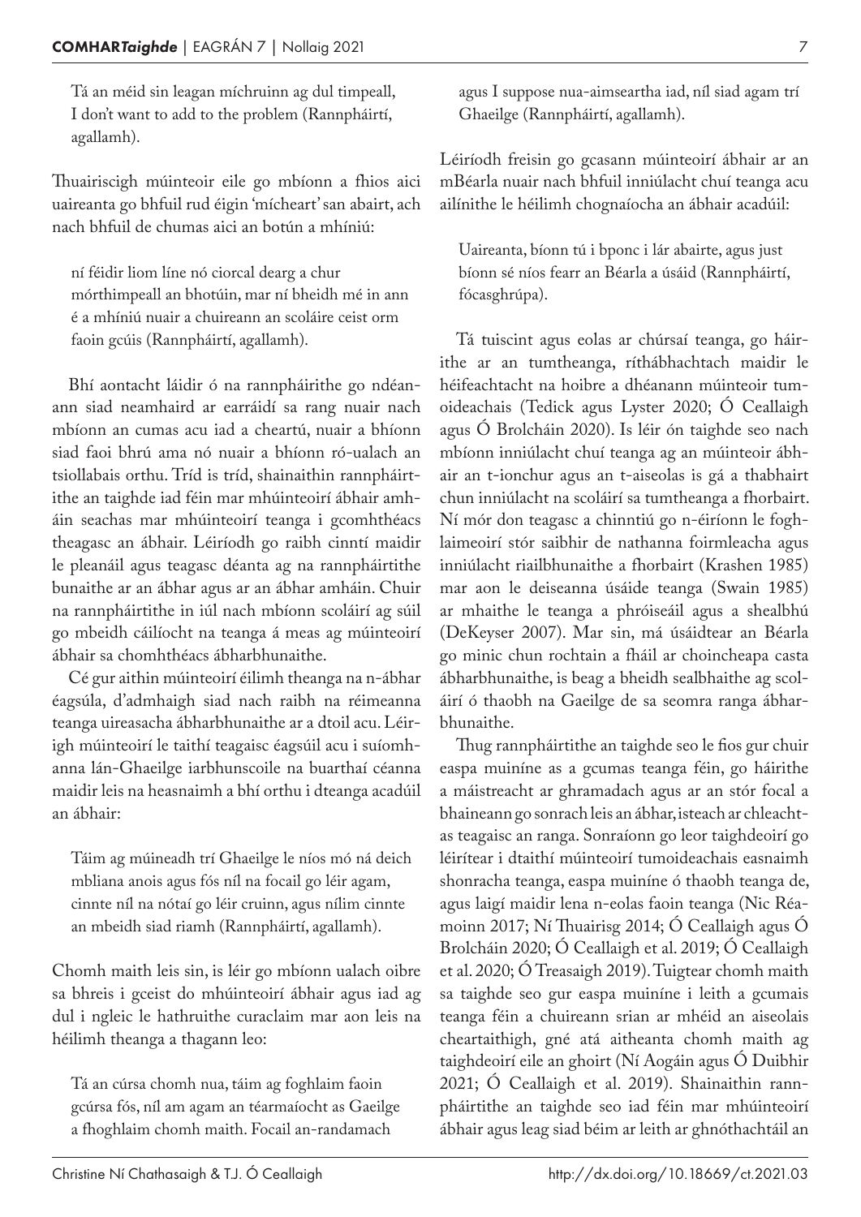> Tá an méid sin leagan míchruinn ag dul timpeall, I don't want to add to the problem (Rannpháirtí, agallamh).

Thuairiscigh múinteoir eile go mbíonn a fhios aici uaireanta go bhfuil rud éigin 'mícheart' san abairt, ach nach bhfuil de chumas aici an botún a mhíniú:

> ní féidir liom líne nó ciorcal dearg a chur mórthimpeall an bhotúin, mar ní bheidh mé in ann é a mhíniú nuair a chuireann an scoláire ceist orm faoin gcúis (Rannpháirtí, agallamh).

Bhí aontacht láidir ó na rannpháirithe go ndéanann siad neamhaird ar earráidí sa rang nuair nach mbíonn an cumas acu iad a cheartú, nuair a bhíonn siad faoi bhrú ama nó nuair a bhíonn ró-ualach an tsiollabais orthu. Tríd is tríd, shainaithin rannpháirtithe an taighde iad féin mar mhúinteoirí ábhair amháin seachas mar mhúinteoirí teanga i gcomhthéacs theagasc an ábhair. Léiríodh go raibh cinntí maidir le pleanáil agus teagasc déanta ag na rannpháirtithe bunaithe ar an ábhar agus ar an ábhar amháin. Chuir na rannpháirtithe in iúl nach mbíonn scoláirí ag súil go mbeidh cáilíocht na teanga á meas ag múinteoirí ábhair sa chomhthéacs ábharbhunaithe.

Cé gur aithin múinteoirí éilimh theanga na n-ábhar éagsúla, d'admhaigh siad nach raibh na réimeanna teanga uireasacha ábharbhunaithe ar a dtoil acu. Léirigh múinteoirí le taithí teagaisc éagsúil acu i suíomhanna lán-Ghaeilge iarbhunscoile na buarthaí céanna maidir leis na heasnaimh a bhí orthu i dteanga acadúil an ábhair:

> Táim ag múineadh trí Ghaeilge le níos mó ná deich mbliana anois agus fós níl na focail go léir agam, cinnte níl na nótaí go léir cruinn, agus nílim cinnte an mbeidh siad riamh (Rannpháirtí, agallamh).

Chomh maith leis sin, is léir go mbíonn ualach oibre sa bhreis i gceist do mhúinteoirí ábhair agus iad ag dul i ngleic le hathruithe curaclaim mar aon leis na héilimh theanga a thagann leo:

> Tá an cúrsa chomh nua, táim ag foghlaim faoin gcúrsa fós, níl am agam an téarmaíocht as Gaeilge a fhoghlaim chomh maith. Focail an-randamach agus I suppose nua-aimseartha iad, níl siad agam trí Ghaeilge (Rannpháirtí, agallamh).

Léiríodh freisin go gcasann múinteoirí ábhair ar an mBéarla nuair nach bhfuil inniúlacht chuí teanga acu ailínithe le héilimh chognaíocha an ábhair acadúil:

> Uaireanta, bíonn tú i bponc i lár abairte, agus just bíonn sé níos fearr an Béarla a úsáid (Rannpháirtí, fócasghrúpa).

Tá tuiscint agus eolas ar chúrsaí teanga, go háirithe ar an tumtheanga, ríthábhachtach maidir le héifeachtacht na hoibre a dhéanann múinteoir tumoideachais (Tedick agus Lyster 2020; Ó Ceallaigh agus Ó Brolcháin 2020). Is léir ón taighde seo nach mbíonn inniúlacht chuí teanga ag an múinteoir ábhair an t-ionchur agus an t-aiseolas is gá a thabhairt chun inniúlacht na scoláirí sa tumtheanga a fhorbairt. Ní mór don teagasc a chinntiú go n-éiríonn le foghlaimeoirí stór saibhir de nathanna foirmleacha agus inniúlacht riailbhunaithe a fhorbairt (Krashen 1985) mar aon le deiseanna úsáide teanga (Swain 1985) ar mhaithe le teanga a phróiseáil agus a shealbhú (DeKeyser 2007). Mar sin, má úsáidtear an Béarla go minic chun rochtain a fháil ar choincheapa casta ábharbhunaithe, is beag a bheidh sealbhaithe ag scoláirí ó thaobh na Gaeilge de sa seomra ranga ábharbhunaithe.

Thug rannpháirtithe an taighde seo le fios gur chuir easpa muiníne as a gcumas teanga féin, go háirithe a máistreacht ar ghramadach agus ar an stór focal a bhaineann go sonrach leis an ábhar, isteach ar chleachtas teagaisc an ranga. Sonraíonn go leor taighdeoirí go léirítear i dtaithí múinteoirí tumoideachais easnaimh shonracha teanga, easpa muiníne ó thaobh teanga de, agus laigí maidir lena n-eolas faoin teanga (Nic Réamoinn 2017; Ní Thuairisg 2014; Ó Ceallaigh agus Ó Brolcháin 2020; Ó Ceallaigh et al. 2019; Ó Ceallaigh et al. 2020; Ó Treasaigh 2019). Tuigtear chomh maith sa taighde seo gur easpa muiníne i leith a gcumais teanga féin a chuireann srian ar mhéid an aiseolais cheartaithigh, gné atá aitheanta chomh maith ag taighdeoirí eile an ghoirt (Ní Aogáin agus Ó Duibhir 2021; Ó Ceallaigh et al. 2019). Shainaithin rannpháirtithe an taighde seo iad féin mar mhúinteoirí ábhair agus leag siad béim ar leith ar ghnóthachtáil an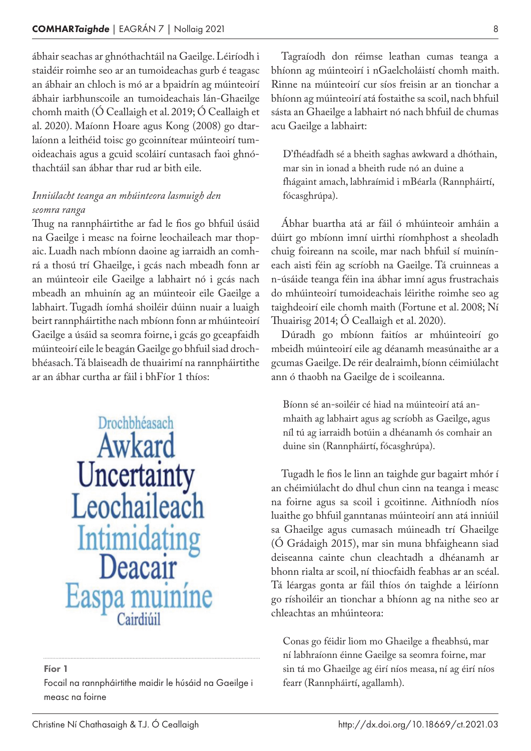ábhair seachas ar ghnóthachtáil na Gaeilge. Léiríodh i staidéir roimhe seo ar an tumoideachas gurb é teagasc an ábhair an chloch is mó ar a bpaidrín ag múinteoirí ábhair iarbhunscoile an tumoideachais lán-Ghaeilge chomh maith (Ó Ceallaigh et al. 2019; Ó Ceallaigh et al. 2020). Maíonn Hoare agus Kong (2008) go dtarlaíonn a leithéid toisc go gcoinnítear múinteoirí tumoideachais agus a gcuid scoláirí cuntasach faoi ghnóthachtáil san ábhar thar rud ar bith eile.

### *Inniúlacht teanga an mhúinteora lasmuigh den seomra ranga*

Thug na rannpháirtithe ar fad le fios go bhfuil úsáid na Gaeilge i measc na foirne leochaileach mar thopaic. Luadh nach mbíonn daoine ag iarraidh an comhrá a thosú trí Ghaeilge, i gcás nach mbeadh fonn ar an múinteoir eile Gaeilge a labhairt nó i gcás nach mbeadh an mhuinín ag an múinteoir eile Gaeilge a labhairt. Tugadh íomhá shoiléir dúinn nuair a luaigh beirt rannpháirtithe nach mbíonn fonn ar mhúinteoirí Gaeilge a úsáid sa seomra foirne, i gcás go gceapfaidh múinteoirí eile le beagán Gaeilge go bhfuil siad drochbhéasach. Tá blaiseadh de thuairimí na rannpháirtithe ar an ábhar curtha ar fáil i bhFíor 1 thíos:

**Fíor 1**
Focail na rannpháirtithe maidir le húsáid na Gaeilge i measc na foirne

Tagraíodh don réimse leathan cumas teanga a bhíonn ag múinteoirí i nGaelcholáistí chomh maith. Rinne na múinteoirí cur síos freisin ar an tionchar a bhíonn ag múinteoirí atá fostaithe sa scoil, nach bhfuil sásta an Ghaeilge a labhairt nó nach bhfuil de chumas acu Gaeilge a labhairt:

> D'fhéadfadh sé a bheith saghas awkward a dhóthain, mar sin in ionad a bheith rude nó an duine a fhágaint amach, labhraímid i mBéarla (Rannpháirtí, fócasghrúpa).

Ábhar buartha atá ar fáil ó mhúinteoir amháin a dúirt go mbíonn imní uirthi ríomhphost a sheoladh chuig foireann na scoile, mar nach bhfuil sí muiníneach aisti féin ag scríobh na Gaeilge. Tá cruinneas a n-úsáide teanga féin ina ábhar imní agus frustrachais do mhúinteoirí tumoideachais léirithe roimhe seo ag taighdeoirí eile chomh maith (Fortune et al. 2008; Ní Thuairisg 2014; Ó Ceallaigh et al. 2020).

Dúradh go mbíonn faitíos ar mhúinteoirí go mbeidh múinteoirí eile ag déanamh measúnaithe ar a gcumas Gaeilge. De réir dealraimh, bíonn céimiúlacht ann ó thaobh na Gaeilge de i scoileanna.

> Bíonn sé an-soiléir cé hiad na múinteoirí atá an-mhaith ag labhairt agus ag scríobh as Gaeilge, agus níl tú ag iarraidh botúin a dhéanamh ós comhair an duine sin (Rannpháirtí, fócasghrúpa).

Tugadh le fios le linn an taighde gur bagairt mhór í an chéimiúlacht do dhul chun cinn na teanga i measc na foirne agus sa scoil i gcoitinne. Aithníodh níos luaithe go bhfuil ganntanas múinteoirí ann atá inniúil sa Ghaeilge agus cumasach múineadh trí Ghaeilge (Ó Grádaigh 2015), mar sin muna bhfaigheann siad deiseanna cainte chun cleachtadh a dhéanamh ar bhonn rialta ar scoil, ní thiocfaidh feabhas ar an scéal. Tá léargas gonta ar fáil thíos ón taighde a léiríonn go ríshoiléir an tionchar a bhíonn ag na nithe seo ar chleachtas an mhúinteora:

> Conas go féidir liom mo Ghaeilge a fheabhsú, mar ní labhraíonn éinne Gaeilge sa seomra foirne, mar sin tá mo Ghaeilge ag éirí níos measa, ní ag éirí níos fearr (Rannpháirtí, agallamh).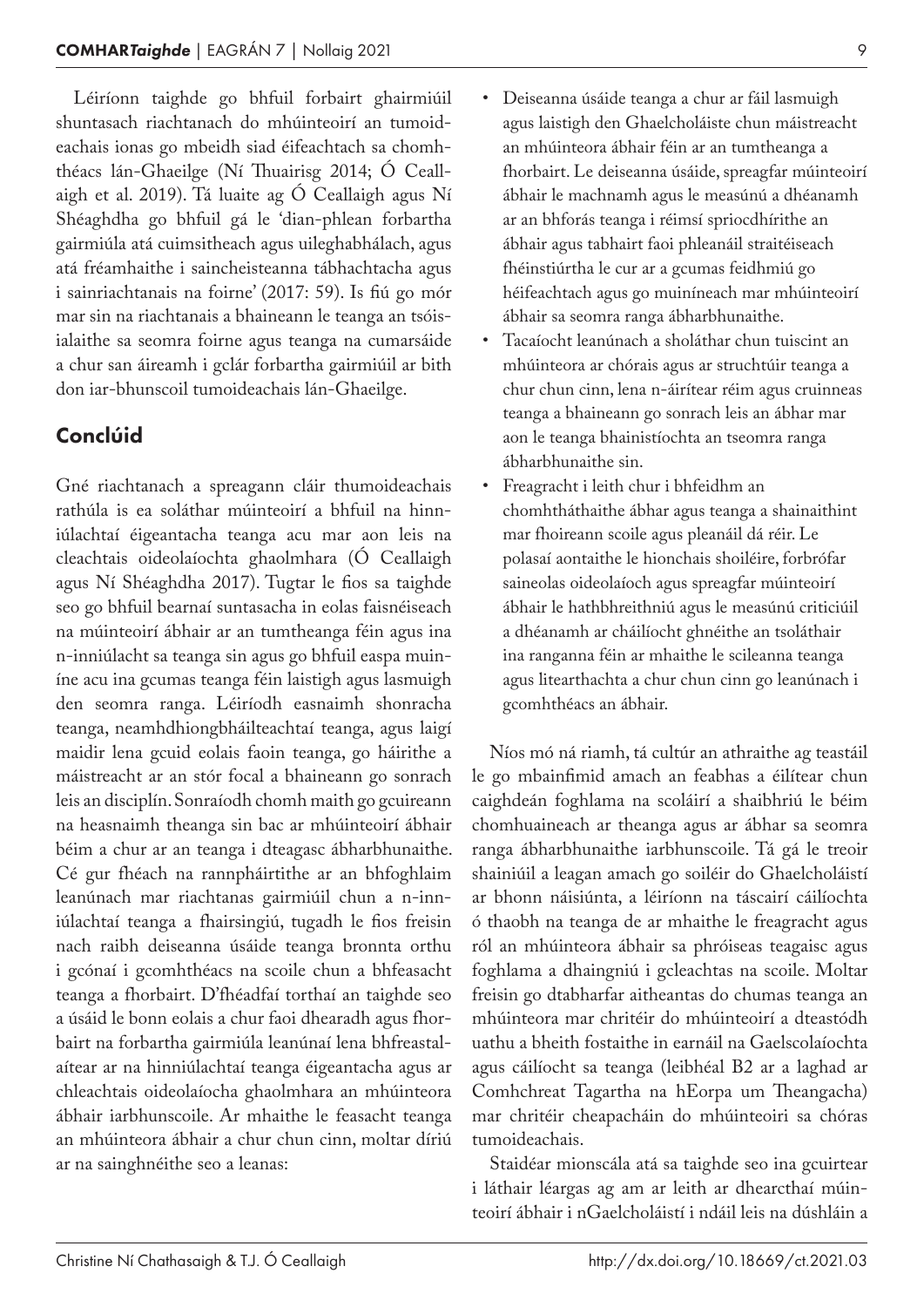Léiríonn taighde go bhfuil forbairt ghairmiúil shuntasach riachtanach do mhúinteoirí an tumoideachais ionas go mbeidh siad éifeachtach sa chomhthéacs lán-Ghaeilge (Ní Thuairisg 2014; Ó Ceallaigh et al. 2019). Tá luaite ag Ó Ceallaigh agus Ní Shéaghdha go bhfuil gá le 'dian-phlean forbartha gairmiúla atá cuimsitheach agus uileghabhálach, agus atá fréamhaithe i saincheisteanna tábhachtacha agus i sainriachtanais na foirne' (2017: 59). Is fiú go mór mar sin na riachtanais a bhaineann le teanga an tsóisialaithe sa seomra foirne agus teanga na cumarsáide a chur san áireamh i gclár forbartha gairmiúil ar bith don iar-bhunscoil tumoideachais lán-Ghaeilge.

## Conclúid

Gné riachtanach a spreagann cláir thumoideachais rathúla is ea soláthar múinteoirí a bhfuil na hinniúlachtaí éigeantacha teanga acu mar aon leis na cleachtais oideolaíochta ghaolmhara (Ó Ceallaigh agus Ní Shéaghdha 2017). Tugtar le fios sa taighde seo go bhfuil bearnaí suntasacha in eolas faisnéiseach na múinteoirí ábhair ar an tumtheanga féin agus ina n-inniúlacht sa teanga sin agus go bhfuil easpa muiníne acu ina gcumas teanga féin laistigh agus lasmuigh den seomra ranga. Léiríodh easnaimh shonracha teanga, neamhdhiongbháilteachtaí teanga, agus laigí maidir lena gcuid eolais faoin teanga, go háirithe a máistreacht ar an stór focal a bhaineann go sonrach leis an disciplín. Sonraíodh chomh maith go gcuireann na heasnaimh theanga sin bac ar mhúinteoirí ábhair béim a chur ar an teanga i dteagasc ábharbhunaithe. Cé gur fhéach na rannpháirtithe ar an bhfoghlaim leanúnach mar riachtanas gairmiúil chun a n-inniúlachtaí teanga a fhairsingiú, tugadh le fios freisin nach raibh deiseanna úsáide teanga bronnta orthu i gcónaí i gcomhthéacs na scoile chun a bhfeasacht teanga a fhorbairt. D'fhéadfaí torthaí an taighde seo a úsáid le bonn eolais a chur faoi dheardh agus fhorbairt na forbartha gairmiúla leanúnaí lena bhfreastalaítear ar na hinniúlachtaí teanga éigeantacha agus ar chleachtais oideolaíocha ghaolmhara an mhúinteora ábhair iarbhunscoile. Ar mhaithe le feasacht teanga an mhúinteora ábhair a chur chun cinn, moltar díriú ar na sainghnéithe seo a leanas:

- Deiseanna úsáide teanga a chur ar fáil lasmuigh agus laistigh den Ghaelcholáiste chun máistreacht an mhúinteora ábhair féin ar an tumtheanga a fhorbairt. Le deiseanna úsáide, spreagfar múinteoirí ábhair le machnamh agus le measúnú a dhéanamh ar an bhforás teanga i réimsí spriocdhírithe an ábhair agus tabhairt faoi phleanáil straitéiseach fhéinstiúrtha le cur ar a gcumas feidhmiú go héifeachtach agus go muiníneach mar mhúinteoirí ábhair sa seomra ranga ábharbhunaithe.
- Tacaíocht leanúnach a sholáthar chun tuiscint an mhúinteora ar chórais agus ar struchtúir teanga a chur chun cinn, lena n-áirítear réim agus cruinneas teanga a bhaineann go sonrach leis an ábhar mar aon le teanga bhainistíochta an tseomra ranga ábharbhunaithe sin.
- Freagracht i leith chur i bhfeidhm an chomhtháthaithe ábhar agus teanga a shainaithint mar fhoireann scoile agus pleanáil dá réir. Le polasaí aontaithe le hionchais shoiléire, forbrófar saineolas oideolaíoch agus spreagfar múinteoirí ábhair le hathbhreithniú agus le measúnú criticiúil a dhéanamh ar cháilíocht ghnéithe an tsoláthair ina ranganna féin ar mhaithe le scileanna teanga agus litearthachta a chur chun cinn go leanúnach i gcomhthéacs an ábhair.

Níos mó ná riamh, tá cultúr an athraithe ag teastáil le go mbainfimid amach an feabhas a éilítear chun caighdeán foghlama na scoláirí a shaibhriú le béim chomhuaineach ar theanga agus ar ábhar sa seomra ranga ábharbhunaithe iarbhunscoile. Tá gá le treoir shainiúil a leagan amach go soiléir do Ghaelcholáistí ar bhonn náisiúnta, a léiríonn na táscairí cáilíochta ó thaobh na teanga de ar mhaithe le freagracht agus ról an mhúinteora ábhair sa phróiseas teagaisc agus foghlama a dhaingniú i gcleachtas na scoile. Moltar freisin go dtabharfar aitheantas do chumas teanga an mhúinteora mar chritéir do mhúinteoirí a dteastódh uathu a bheith fostaithe in earnáil na Gaelscolaíochta agus cáilíocht sa teanga (leibhéal B2 ar a laghad ar Comhchreat Tagartha na hEorpa um Theangacha) mar chritéir cheapacháin do mhúinteoiri sa chóras tumoideachais.

Staidéar mionscála atá sa taighde seo ina gcuirtear i láthair léargas ag am ar leith ar dhearcthaí múinteoirí ábhair i nGaelcholáistí i ndáil leis na dúshláin a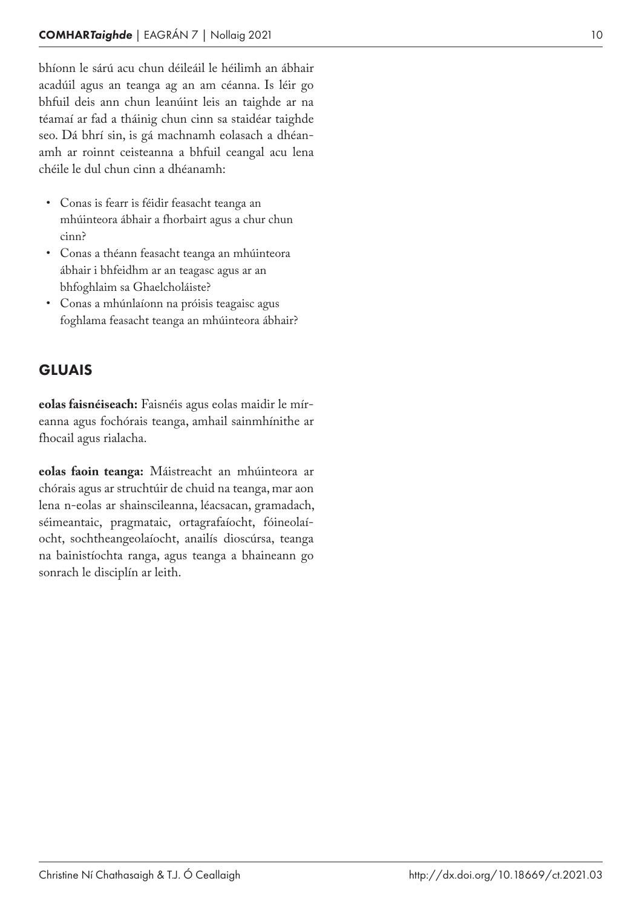bhíonn le sárú acu chun déileáil le héilimh an ábhair acadúil agus an teanga ag an am céanna. Is léir go bhfuil deis ann chun leanúint leis an taighde ar na téamaí ar fad a tháinig chun cinn sa staidéar taighde seo. Dá bhrí sin, is gá machnamh eolasach a dhéanamh ar roinnt ceisteanna a bhfuil ceangal acu lena chéile le dul chun cinn a dhéanamh:

- Conas is fearr is féidir feasacht teanga an mhúinteora ábhair a fhorbairt agus a chur chun cinn?
- Conas a théann feasacht teanga an mhúinteora ábhair i bhfeidhm ar an teagasc agus ar an bhfoghlaim sa Ghaelcholáiste?
- Conas a mhúnlaíonn na próisis teagaisc agus foghlama feasacht teanga an mhúinteora ábhair?

## GLUAIS

**eolas faisnéiseach:** Faisnéis agus eolas maidir le míreanna agus fochórais teanga, amhail sainmhínithe ar fhocail agus rialacha.

**eolas faoin teanga:** Máistreacht an mhúinteora ar chórais agus ar struchtúir de chuid na teanga, mar aon lena n-eolas ar shainscileanna, léacsacan, gramadach, séimeantaic, pragmataic, ortagrafaíocht, fóineolaíocht, sochtheangeolaíocht, anailís dioscúrsa, teanga na bainistíochta ranga, agus teanga a bhaineann go sonrach le disciplín ar leith.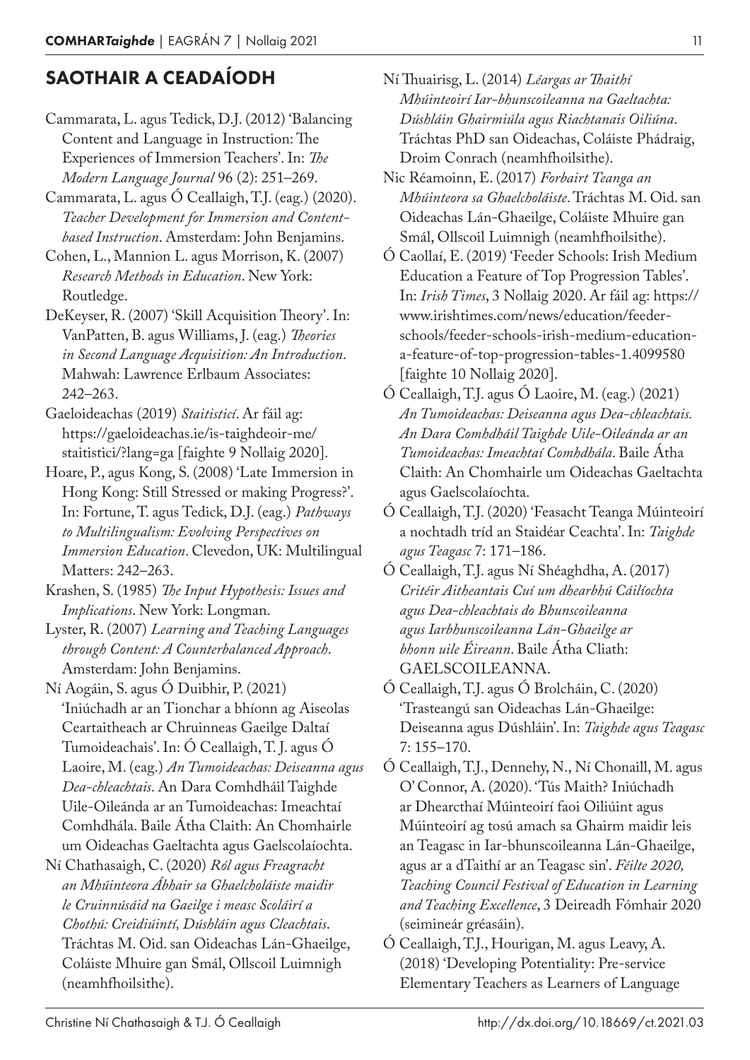## SAOTHAIR A CEADAÍODH

Cammarata, L. agus Tedick, D.J. (2012) 'Balancing Content and Language in Instruction: The Experiences of Immersion Teachers'. In: *The Modern Language Journal* 96 (2): 251–269.

Cammarata, L. agus Ó Ceallaigh, T.J. (eag.) (2020). *Teacher Development for Immersion and Content-based Instruction*. Amsterdam: John Benjamins.

Cohen, L., Mannion L. agus Morrison, K. (2007) *Research Methods in Education*. New York: Routledge.

DeKeyser, R. (2007) 'Skill Acquisition Theory'. In: VanPatten, B. agus Williams, J. (eag.) *Theories in Second Language Acquisition: An Introduction*. Mahwah: Lawrence Erlbaum Associates: 242–263.

Gaeloideachas (2019) *Staitisticí*. Ar fáil ag: https://gaeloideachas.ie/is-taighdeoir-me/staitisticí/?lang=ga [faighte 9 Nollaig 2020].

Hoare, P., agus Kong, S. (2008) 'Late Immersion in Hong Kong: Still Stressed or making Progress?'. In: Fortune, T. agus Tedick, D.J. (eag.) *Pathways to Multilingualism: Evolving Perspectives on Immersion Education*. Clevedon, UK: Multilingual Matters: 242–263.

Krashen, S. (1985) *The Input Hypothesis: Issues and Implications*. New York: Longman.

Lyster, R. (2007) *Learning and Teaching Languages through Content: A Counterbalanced Approach*. Amsterdam: John Benjamins.

Ní Aogáin, S. agus Ó Duibhir, P. (2021) 'Iniúchadh ar an Tionchar a bhíonn ag Aiseolas Ceartaitheach ar Chruinneas Gaeilge Daltaí Tumoideachais'. In: Ó Ceallaigh, T. J. agus Ó Laoire, M. (eag.) *An Tumoideachas: Deiseanna agus Dea-chleachtais*. An Dara Comhdháil Taighde Uile-Oileánda ar an Tumoideachas: Imeachtaí Comhdhála. Baile Átha Claith: An Chomhairle um Oideachas Gaeltachta agus Gaelscolaíochta.

Ní Chathasaigh, C. (2020) *Ról agus Freagracht an Mhúinteora Ábhair sa Ghaelcholáiste maidir le Cruinnúsáid na Gaeilge i measc Scoláirí a Chothú: Creidiúintí, Dúshláin agus Cleachtais*. Tráchtas M. Oid. san Oideachas Lán-Ghaeilge, Coláiste Mhuire gan Smál, Ollscoil Luimnigh (neamhfhoilsithe).

Ní Thuairisg, L. (2014) *Léargas ar Thaithí Mhúinteoirí Iar-bhunscoileanna na Gaeltachta: Dúshláin Ghairmiúla agus Riachtanais Oiliúna*. Tráchtas PhD san Oideachas, Coláiste Phádraig, Droim Conrach (neamhfhoilsithe).

Nic Réamoinn, E. (2017) *Forbairt Teanga an Mhúinteora sa Ghaelcholáiste*. Tráchtas M. Oid. san Oideachas Lán-Ghaeilge, Coláiste Mhuire gan Smál, Ollscoil Luimnigh (neamhfhoilsithe).

Ó Caollaí, E. (2019) 'Feeder Schools: Irish Medium Education a Feature of Top Progression Tables'. In: *Irish Times*, 3 Nollaig 2020. Ar fáil ag: https://www.irishtimes.com/news/education/feeder-schools/feeder-schools-irish-medium-education-a-feature-of-top-progression-tables-1.4099580 [faighte 10 Nollaig 2020].

Ó Ceallaigh, T.J. agus Ó Laoire, M. (eag.) (2021) *An Tumoideachas: Deiseanna agus Dea-chleachtais. An Dara Comhdháil Taighde Uile-Oileánda ar an Tumoideachas: Imeachtaí Comhdhála*. Baile Átha Claith: An Chomhairle um Oideachas Gaeltachta agus Gaelscolaíochta.

Ó Ceallaigh, T.J. (2020) 'Feasacht Teanga Múinteoirí a nochtadh tríd an Staidéar Ceachta'. In: *Taighde agus Teagasc* 7: 171–186.

Ó Ceallaigh, T.J. agus Ní Shéaghdha, A. (2017) *Critéir Aitheantais Cuí um dhearbhú Cáilíochta agus Dea-chleachtais do Bhunscoileanna agus Iarbhunscoileanna Lán-Ghaeilge ar bhonn uile Éireann*. Baile Átha Cliath: GAELSCOILEANNA.

Ó Ceallaigh, T.J. agus Ó Brolcháin, C. (2020) 'Trasteangú san Oideachas Lán-Ghaeilge: Deiseanna agus Dúshláin'. In: *Taighde agus Teagasc* 7: 155–170.

Ó Ceallaigh, T.J., Dennehy, N., Ní Chonaill, M. agus O' Connor, A. (2020). 'Tús Maith? Iniúchadh ar Dhearcthaí Múinteoirí faoi Oiliúint agus Múinteoirí ag tosú amach sa Ghairm maidir leis an Teagasc in Iar-bhunscoileanna Lán-Ghaeilge, agus ar a dTaithí ar an Teagasc sin'. *Féilte 2020, Teaching Council Festival of Education in Learning and Teaching Excellence*, 3 Deireadh Fómhair 2020 (seimineár gréasáin).

Ó Ceallaigh, T.J., Hourigan, M. agus Leavy, A. (2018) 'Developing Potentiality: Pre-service Elementary Teachers as Learners of Language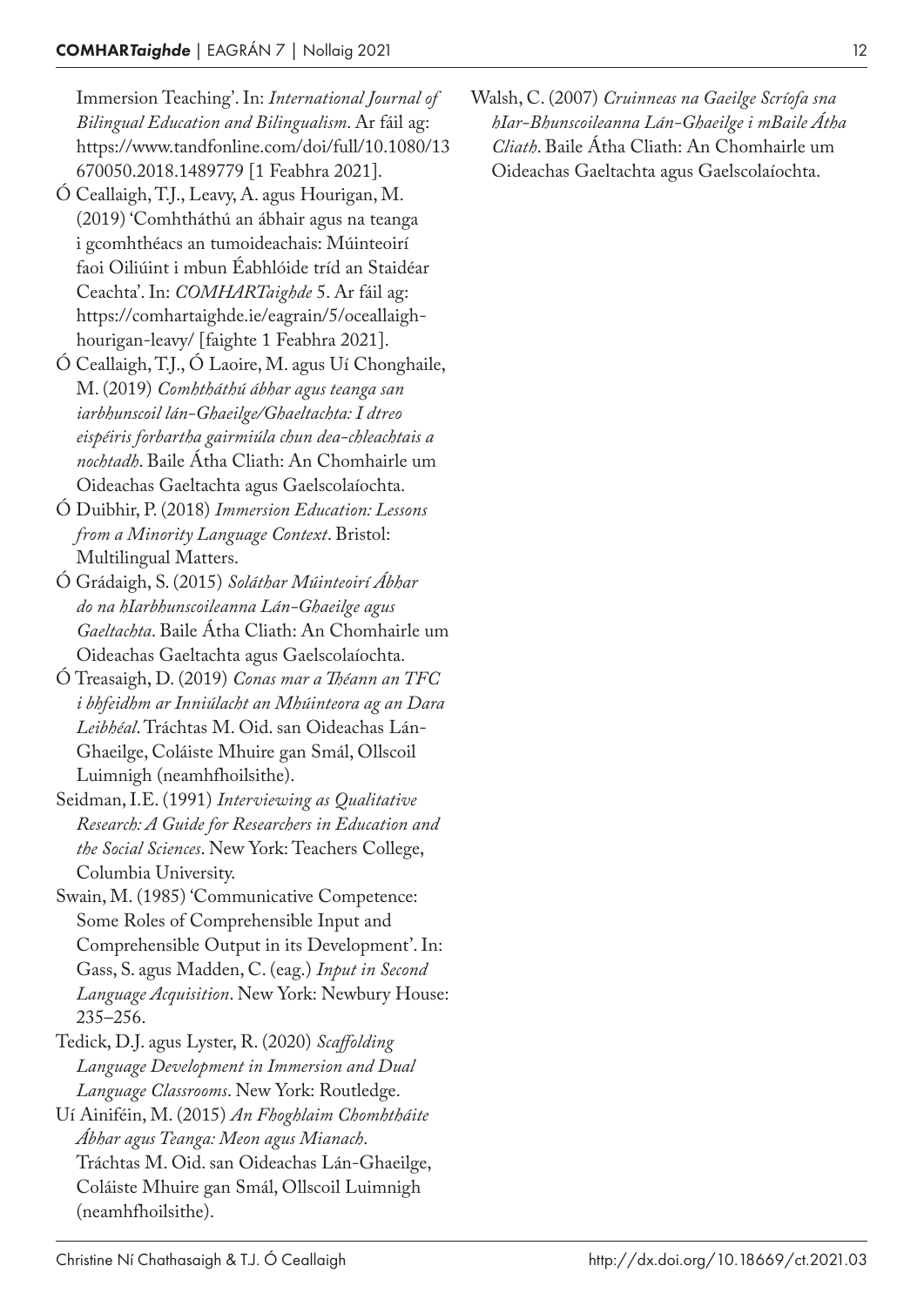Immersion Teaching'. In: *International Journal of Bilingual Education and Bilingualism*. Ar fáil ag: https://www.tandfonline.com/doi/full/10.1080/13670050.2018.1489779 [1 Feabhra 2021].

Ó Ceallaigh, T.J., Leavy, A. agus Hourigan, M. (2019) 'Comhtháthú an ábhair agus na teanga i gcomhthéacs an tumoideachais: Múinteoirí faoi Oiliúint i mbun Éabhlóide tríd an Staidéar Ceachta'. In: *COMHARTaighde* 5. Ar fáil ag: https://comhartaighde.ie/eagrain/5/oceallaigh-hourigan-leavy/ [faighte 1 Feabhra 2021].

Ó Ceallaigh, T.J., Ó Laoire, M. agus Uí Chonghaile, M. (2019) *Comhtháthú ábhar agus teanga san iarbhunscoil lán-Ghaeilge/Ghaeltachta: I dtreo eispéiris forbartha gairmiúla chun dea-chleachtais a nochtadh*. Baile Átha Cliath: An Chomhairle um Oideachas Gaeltachta agus Gaelscolaíochta.

Ó Duibhir, P. (2018) *Immersion Education: Lessons from a Minority Language Context*. Bristol: Multilingual Matters.

Ó Grádaigh, S. (2015) *Soláthar Múinteoirí Ábhar do na hIarbhunscoileanna Lán-Ghaeilge agus Gaeltachta*. Baile Átha Cliath: An Chomhairle um Oideachas Gaeltachta agus Gaelscolaíochta.

Ó Treasaigh, D. (2019) *Conas mar a Théann an TFC i bhfeidhm ar Inniúlacht an Mhúinteora ag an Dara Leibhéal*. Tráchtas M. Oid. san Oideachas Lán-Ghaeilge, Coláiste Mhuire gan Smál, Ollscoil Luimnigh (neamhfhoilsithe).

Seidman, I.E. (1991) *Interviewing as Qualitative Research: A Guide for Researchers in Education and the Social Sciences*. New York: Teachers College, Columbia University.

Swain, M. (1985) 'Communicative Competence: Some Roles of Comprehensible Input and Comprehensible Output in its Development'. In: Gass, S. agus Madden, C. (eag.) *Input in Second Language Acquisition*. New York: Newbury House: 235–256.

Tedick, D.J. agus Lyster, R. (2020) *Scaffolding Language Development in Immersion and Dual Language Classrooms*. New York: Routledge.

Uí Ainiféin, M. (2015) *An Fhoghlaim Chomhtháite Ábhar agus Teanga: Meon agus Mianach*. Tráchtas M. Oid. san Oideachas Lán-Ghaeilge, Coláiste Mhuire gan Smál, Ollscoil Luimnigh (neamhfhoilsithe).

Walsh, C. (2007) *Cruinneas na Gaeilge Scríofa sna hIar-Bhunscoileanna Lán-Ghaeilge i mBaile Átha Cliath*. Baile Átha Cliath: An Chomhairle um Oideachas Gaeltachta agus Gaelscolaíochta.